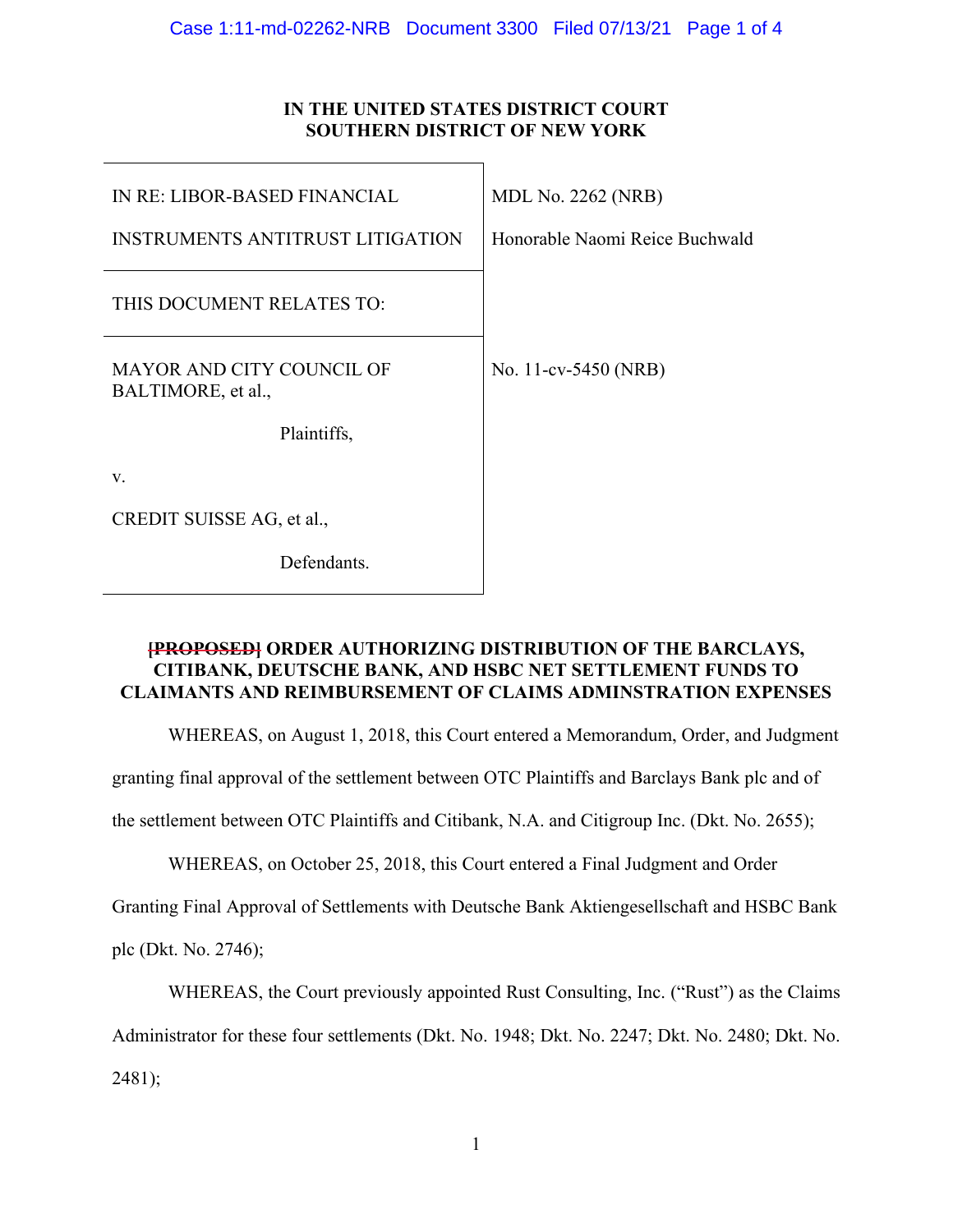IN THE UNITED STATES DISTRICT COURT
SOUTHERN DISTRICT OF NEW YORK

| | |
|---|---|
| IN RE: LIBOR-BASED FINANCIAL INSTRUMENTS ANTITRUST LITIGATION | MDL No. 2262 (NRB)<br>Honorable Naomi Reice Buchwald |
| THIS DOCUMENT RELATES TO: | |
| MAYOR AND CITY COUNCIL OF BALTIMORE, et al.,<br>Plaintiffs,<br>v.<br>CREDIT SUISSE AG, et al.,<br>Defendants. | No. 11-cv-5450 (NRB) |

**~~[PROPOSED]~~ ORDER AUTHORIZING DISTRIBUTION OF THE BARCLAYS, CITIBANK, DEUTSCHE BANK, AND HSBC NET SETTLEMENT FUNDS TO CLAIMANTS AND REIMBURSEMENT OF CLAIMS ADMINSTRATION EXPENSES**

WHEREAS, on August 1, 2018, this Court entered a Memorandum, Order, and Judgment granting final approval of the settlement between OTC Plaintiffs and Barclays Bank plc and of the settlement between OTC Plaintiffs and Citibank, N.A. and Citigroup Inc. (Dkt. No. 2655);

WHEREAS, on October 25, 2018, this Court entered a Final Judgment and Order Granting Final Approval of Settlements with Deutsche Bank Aktiengesellschaft and HSBC Bank plc (Dkt. No. 2746);

WHEREAS, the Court previously appointed Rust Consulting, Inc. ("Rust") as the Claims Administrator for these four settlements (Dkt. No. 1948; Dkt. No. 2247; Dkt. No. 2480; Dkt. No. 2481);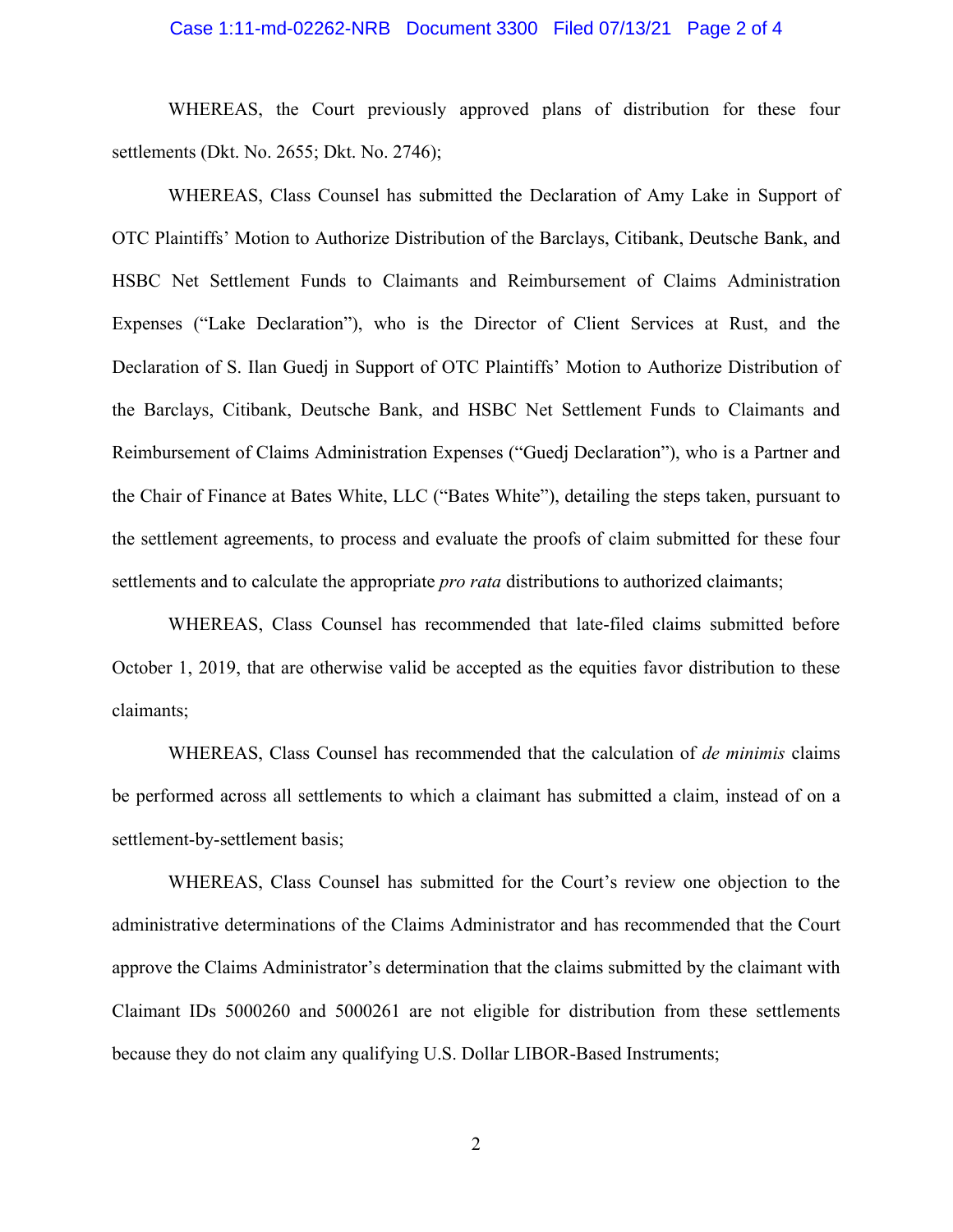WHEREAS, the Court previously approved plans of distribution for these four settlements (Dkt. No. 2655; Dkt. No. 2746);

WHEREAS, Class Counsel has submitted the Declaration of Amy Lake in Support of OTC Plaintiffs' Motion to Authorize Distribution of the Barclays, Citibank, Deutsche Bank, and HSBC Net Settlement Funds to Claimants and Reimbursement of Claims Administration Expenses ("Lake Declaration"), who is the Director of Client Services at Rust, and the Declaration of S. Ilan Guedj in Support of OTC Plaintiffs' Motion to Authorize Distribution of the Barclays, Citibank, Deutsche Bank, and HSBC Net Settlement Funds to Claimants and Reimbursement of Claims Administration Expenses ("Guedj Declaration"), who is a Partner and the Chair of Finance at Bates White, LLC ("Bates White"), detailing the steps taken, pursuant to the settlement agreements, to process and evaluate the proofs of claim submitted for these four settlements and to calculate the appropriate *pro rata* distributions to authorized claimants;

WHEREAS, Class Counsel has recommended that late-filed claims submitted before October 1, 2019, that are otherwise valid be accepted as the equities favor distribution to these claimants;

WHEREAS, Class Counsel has recommended that the calculation of *de minimis* claims be performed across all settlements to which a claimant has submitted a claim, instead of on a settlement-by-settlement basis;

WHEREAS, Class Counsel has submitted for the Court's review one objection to the administrative determinations of the Claims Administrator and has recommended that the Court approve the Claims Administrator's determination that the claims submitted by the claimant with Claimant IDs 5000260 and 5000261 are not eligible for distribution from these settlements because they do not claim any qualifying U.S. Dollar LIBOR-Based Instruments;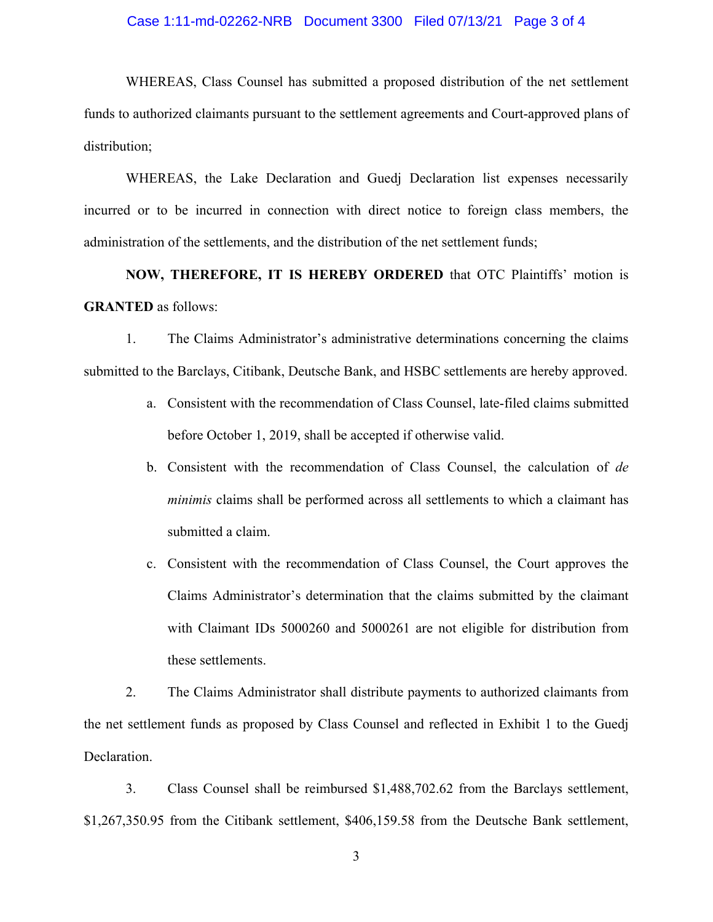WHEREAS, Class Counsel has submitted a proposed distribution of the net settlement funds to authorized claimants pursuant to the settlement agreements and Court-approved plans of distribution;

WHEREAS, the Lake Declaration and Guedj Declaration list expenses necessarily incurred or to be incurred in connection with direct notice to foreign class members, the administration of the settlements, and the distribution of the net settlement funds;

**NOW, THEREFORE, IT IS HEREBY ORDERED** that OTC Plaintiffs' motion is **GRANTED** as follows:

1. The Claims Administrator's administrative determinations concerning the claims submitted to the Barclays, Citibank, Deutsche Bank, and HSBC settlements are hereby approved.

   a. Consistent with the recommendation of Class Counsel, late-filed claims submitted before October 1, 2019, shall be accepted if otherwise valid.

   b. Consistent with the recommendation of Class Counsel, the calculation of *de minimis* claims shall be performed across all settlements to which a claimant has submitted a claim.

   c. Consistent with the recommendation of Class Counsel, the Court approves the Claims Administrator's determination that the claims submitted by the claimant with Claimant IDs 5000260 and 5000261 are not eligible for distribution from these settlements.

2. The Claims Administrator shall distribute payments to authorized claimants from the net settlement funds as proposed by Class Counsel and reflected in Exhibit 1 to the Guedj Declaration.

3. Class Counsel shall be reimbursed $1,488,702.62 from the Barclays settlement, $1,267,350.95 from the Citibank settlement, $406,159.58 from the Deutsche Bank settlement,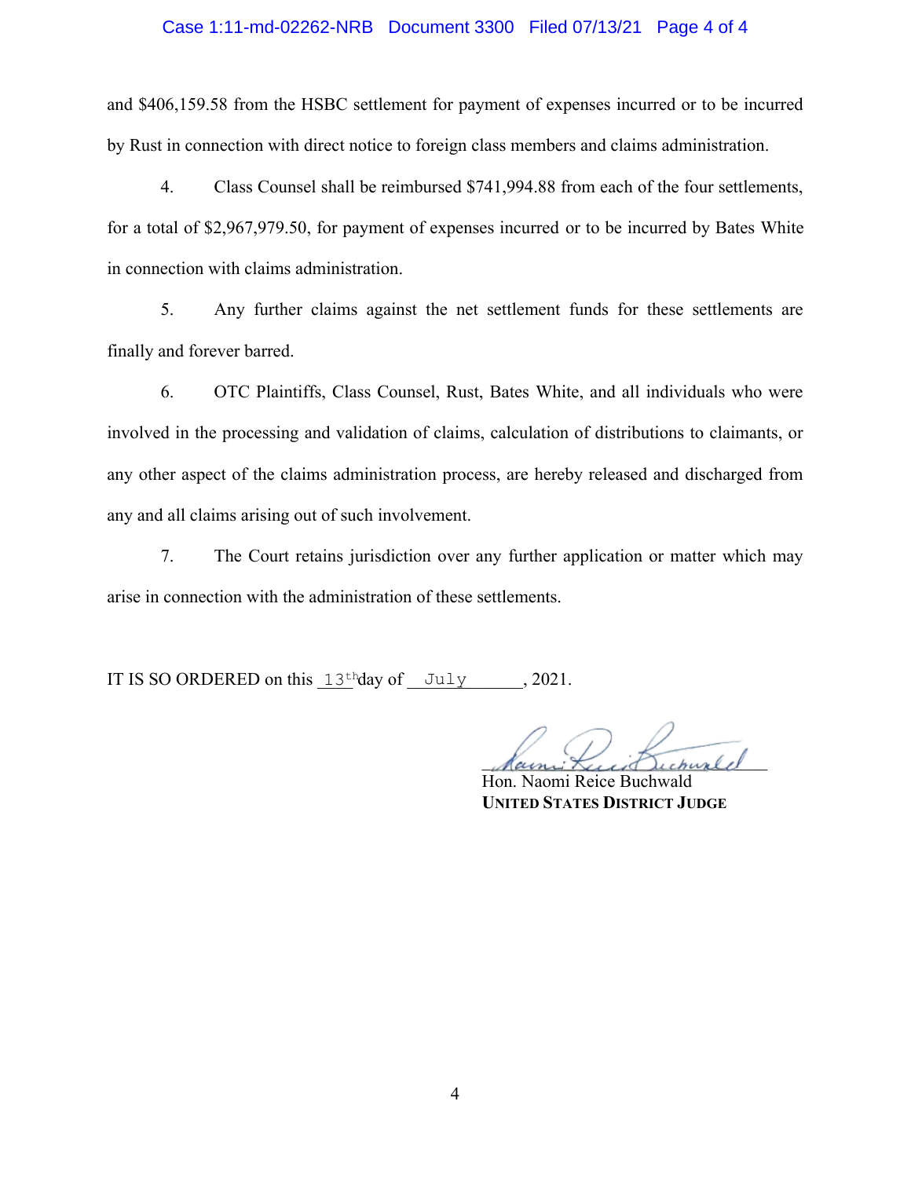and $406,159.58 from the HSBC settlement for payment of expenses incurred or to be incurred by Rust in connection with direct notice to foreign class members and claims administration.

4. Class Counsel shall be reimbursed $741,994.88 from each of the four settlements, for a total of $2,967,979.50, for payment of expenses incurred or to be incurred by Bates White in connection with claims administration.

5. Any further claims against the net settlement funds for these settlements are finally and forever barred.

6. OTC Plaintiffs, Class Counsel, Rust, Bates White, and all individuals who were involved in the processing and validation of claims, calculation of distributions to claimants, or any other aspect of the claims administration process, are hereby released and discharged from any and all claims arising out of such involvement.

7. The Court retains jurisdiction over any further application or matter which may arise in connection with the administration of these settlements.

IT IS SO ORDERED on this 13th day of July, 2021.

Naomi Reice Buchwald

Hon. Naomi Reice Buchwald
**UNITED STATES DISTRICT JUDGE**